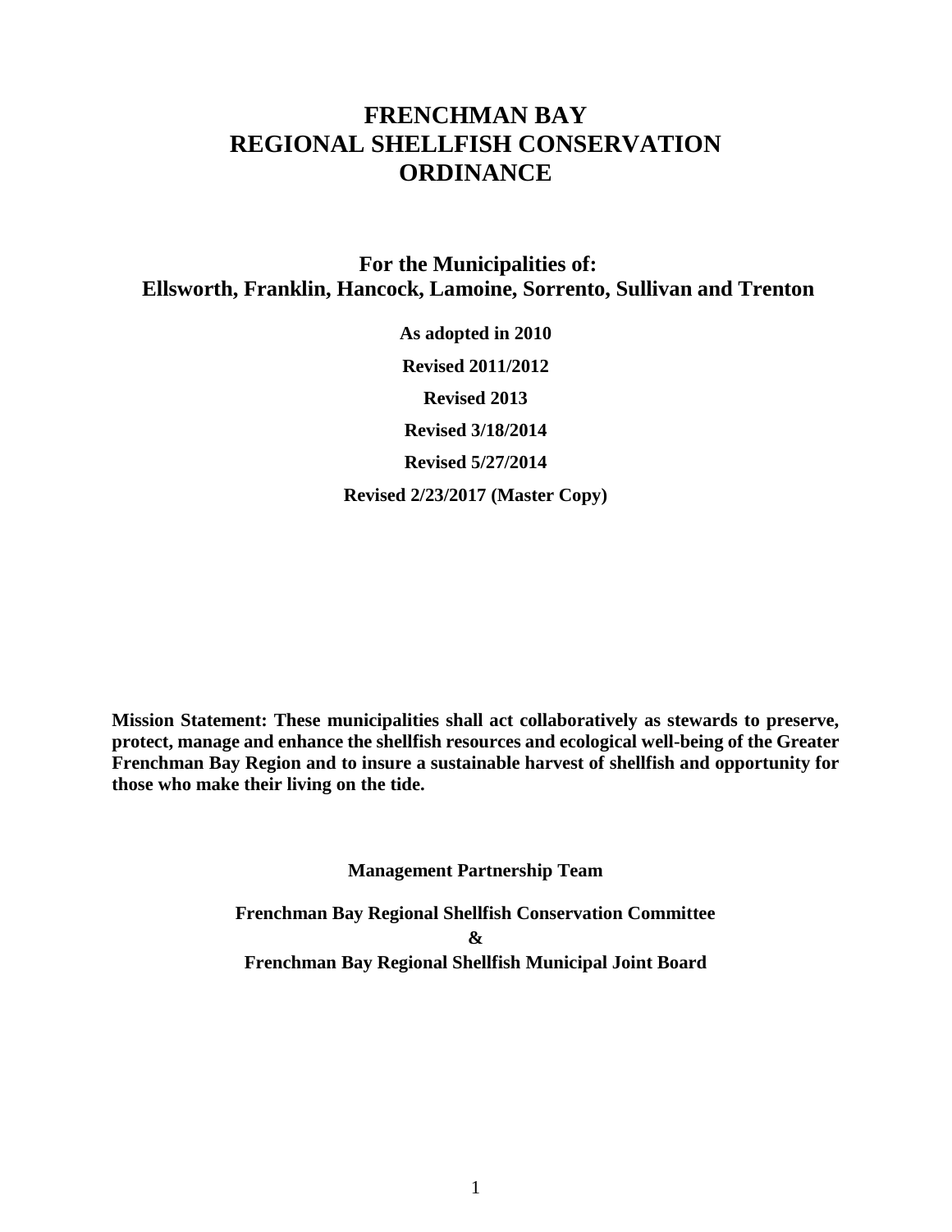# FRENCHMAN BAY
# REGIONAL SHELLFISH CONSERVATION
# ORDINANCE

## For the Municipalities of:
## Ellsworth, Franklin, Hancock, Lamoine, Sorrento, Sullivan and Trenton

**As adopted in 2010**

**Revised 2011/2012**

**Revised 2013**

**Revised 3/18/2014**

**Revised 5/27/2014**

**Revised 2/23/2017 (Master Copy)**

**Mission Statement: These municipalities shall act collaboratively as stewards to preserve, protect, manage and enhance the shellfish resources and ecological well-being of the Greater Frenchman Bay Region and to insure a sustainable harvest of shellfish and opportunity for those who make their living on the tide.**

**Management Partnership Team**

**Frenchman Bay Regional Shellfish Conservation Committee**

**&**

**Frenchman Bay Regional Shellfish Municipal Joint Board**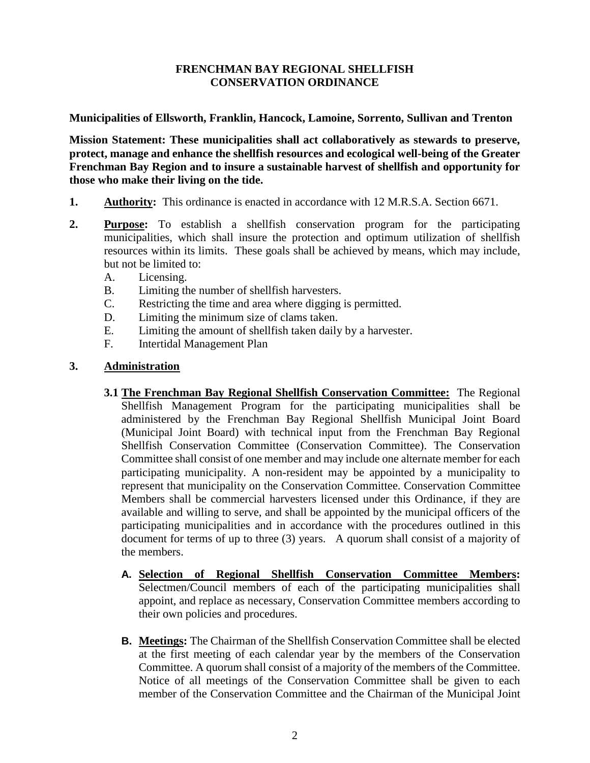# FRENCHMAN BAY REGIONAL SHELLFISH CONSERVATION ORDINANCE

**Municipalities of Ellsworth, Franklin, Hancock, Lamoine, Sorrento, Sullivan and Trenton**

**Mission Statement: These municipalities shall act collaboratively as stewards to preserve, protect, manage and enhance the shellfish resources and ecological well-being of the Greater Frenchman Bay Region and to insure a sustainable harvest of shellfish and opportunity for those who make their living on the tide.**

**1. Authority:** This ordinance is enacted in accordance with 12 M.R.S.A. Section 6671.

**2. Purpose:** To establish a shellfish conservation program for the participating municipalities, which shall insure the protection and optimum utilization of shellfish resources within its limits. These goals shall be achieved by means, which may include, but not be limited to:

- A. Licensing.
- B. Limiting the number of shellfish harvesters.
- C. Restricting the time and area where digging is permitted.
- D. Limiting the minimum size of clams taken.
- E. Limiting the amount of shellfish taken daily by a harvester.
- F. Intertidal Management Plan

**3. Administration**

**3.1 The Frenchman Bay Regional Shellfish Conservation Committee:** The Regional Shellfish Management Program for the participating municipalities shall be administered by the Frenchman Bay Regional Shellfish Municipal Joint Board (Municipal Joint Board) with technical input from the Frenchman Bay Regional Shellfish Conservation Committee (Conservation Committee). The Conservation Committee shall consist of one member and may include one alternate member for each participating municipality. A non-resident may be appointed by a municipality to represent that municipality on the Conservation Committee. Conservation Committee Members shall be commercial harvesters licensed under this Ordinance, if they are available and willing to serve, and shall be appointed by the municipal officers of the participating municipalities and in accordance with the procedures outlined in this document for terms of up to three (3) years. A quorum shall consist of a majority of the members.

**A. Selection of Regional Shellfish Conservation Committee Members:** Selectmen/Council members of each of the participating municipalities shall appoint, and replace as necessary, Conservation Committee members according to their own policies and procedures.

**B. Meetings:** The Chairman of the Shellfish Conservation Committee shall be elected at the first meeting of each calendar year by the members of the Conservation Committee. A quorum shall consist of a majority of the members of the Committee. Notice of all meetings of the Conservation Committee shall be given to each member of the Conservation Committee and the Chairman of the Municipal Joint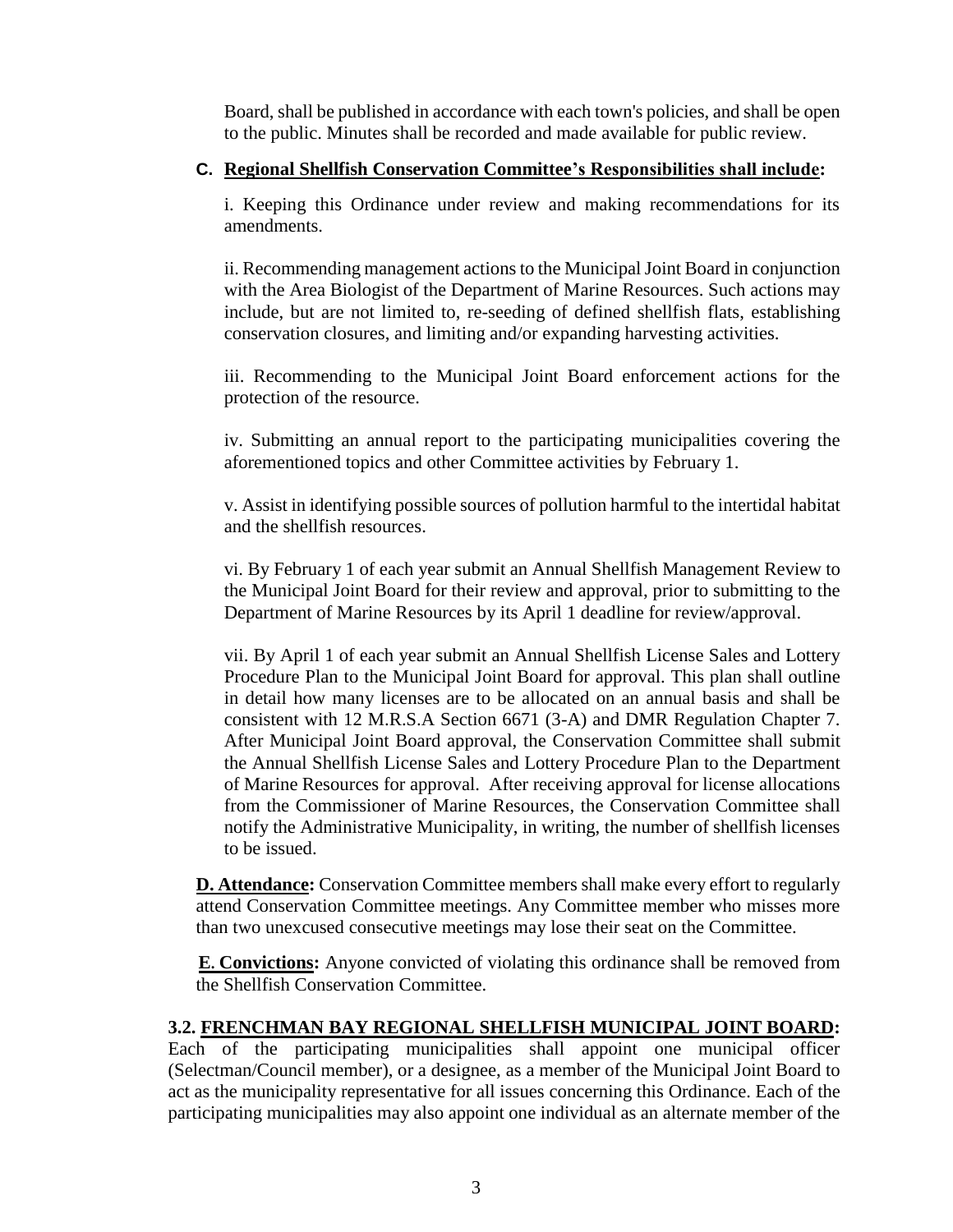Board, shall be published in accordance with each town's policies, and shall be open to the public. Minutes shall be recorded and made available for public review.

**C. Regional Shellfish Conservation Committee's Responsibilities shall include:**

i. Keeping this Ordinance under review and making recommendations for its amendments.

ii. Recommending management actions to the Municipal Joint Board in conjunction with the Area Biologist of the Department of Marine Resources. Such actions may include, but are not limited to, re-seeding of defined shellfish flats, establishing conservation closures, and limiting and/or expanding harvesting activities.

iii. Recommending to the Municipal Joint Board enforcement actions for the protection of the resource.

iv. Submitting an annual report to the participating municipalities covering the aforementioned topics and other Committee activities by February 1.

v. Assist in identifying possible sources of pollution harmful to the intertidal habitat and the shellfish resources.

vi. By February 1 of each year submit an Annual Shellfish Management Review to the Municipal Joint Board for their review and approval, prior to submitting to the Department of Marine Resources by its April 1 deadline for review/approval.

vii. By April 1 of each year submit an Annual Shellfish License Sales and Lottery Procedure Plan to the Municipal Joint Board for approval. This plan shall outline in detail how many licenses are to be allocated on an annual basis and shall be consistent with 12 M.R.S.A Section 6671 (3-A) and DMR Regulation Chapter 7. After Municipal Joint Board approval, the Conservation Committee shall submit the Annual Shellfish License Sales and Lottery Procedure Plan to the Department of Marine Resources for approval. After receiving approval for license allocations from the Commissioner of Marine Resources, the Conservation Committee shall notify the Administrative Municipality, in writing, the number of shellfish licenses to be issued.

**D. Attendance:** Conservation Committee members shall make every effort to regularly attend Conservation Committee meetings. Any Committee member who misses more than two unexcused consecutive meetings may lose their seat on the Committee.

**E. Convictions:** Anyone convicted of violating this ordinance shall be removed from the Shellfish Conservation Committee.

**3.2. FRENCHMAN BAY REGIONAL SHELLFISH MUNICIPAL JOINT BOARD:** Each of the participating municipalities shall appoint one municipal officer (Selectman/Council member), or a designee, as a member of the Municipal Joint Board to act as the municipality representative for all issues concerning this Ordinance. Each of the participating municipalities may also appoint one individual as an alternate member of the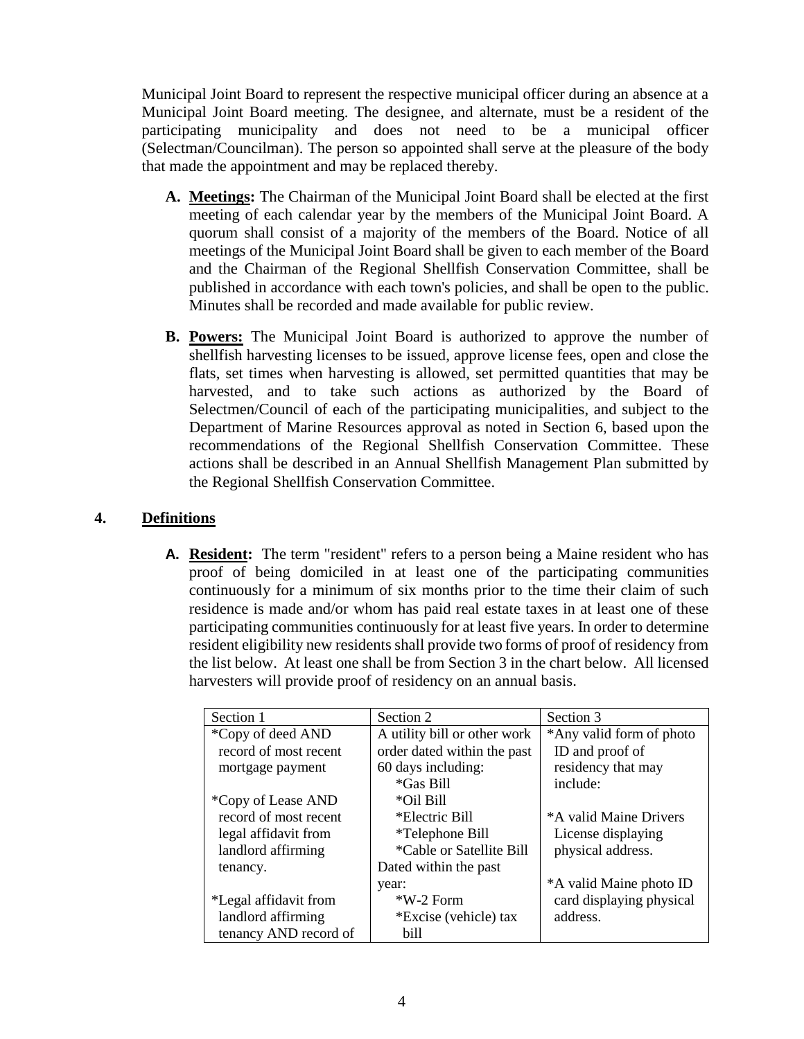Municipal Joint Board to represent the respective municipal officer during an absence at a Municipal Joint Board meeting. The designee, and alternate, must be a resident of the participating municipality and does not need to be a municipal officer (Selectman/Councilman). The person so appointed shall serve at the pleasure of the body that made the appointment and may be replaced thereby.

**A. Meetings:** The Chairman of the Municipal Joint Board shall be elected at the first meeting of each calendar year by the members of the Municipal Joint Board. A quorum shall consist of a majority of the members of the Board. Notice of all meetings of the Municipal Joint Board shall be given to each member of the Board and the Chairman of the Regional Shellfish Conservation Committee, shall be published in accordance with each town's policies, and shall be open to the public. Minutes shall be recorded and made available for public review.

**B. Powers:** The Municipal Joint Board is authorized to approve the number of shellfish harvesting licenses to be issued, approve license fees, open and close the flats, set times when harvesting is allowed, set permitted quantities that may be harvested, and to take such actions as authorized by the Board of Selectmen/Council of each of the participating municipalities, and subject to the Department of Marine Resources approval as noted in Section 6, based upon the recommendations of the Regional Shellfish Conservation Committee. These actions shall be described in an Annual Shellfish Management Plan submitted by the Regional Shellfish Conservation Committee.

## 4. Definitions

**A. Resident:** The term "resident" refers to a person being a Maine resident who has proof of being domiciled in at least one of the participating communities continuously for a minimum of six months prior to the time their claim of such residence is made and/or whom has paid real estate taxes in at least one of these participating communities continuously for at least five years. In order to determine resident eligibility new residents shall provide two forms of proof of residency from the list below. At least one shall be from Section 3 in the chart below. All licensed harvesters will provide proof of residency on an annual basis.

| Section 1 | Section 2 | Section 3 |
|---|---|---|
| *Copy of deed AND record of most recent mortgage payment<br><br>*Copy of Lease AND record of most recent legal affidavit from landlord affirming tenancy.<br><br>*Legal affidavit from landlord affirming tenancy AND record of | A utility bill or other work order dated within the past 60 days including:<br>*Gas Bill<br>*Oil Bill<br>*Electric Bill<br>*Telephone Bill<br>*Cable or Satellite Bill<br>Dated within the past year:<br>*W-2 Form<br>*Excise (vehicle) tax bill | *Any valid form of photo ID and proof of residency that may include:<br><br>*A valid Maine Drivers License displaying physical address.<br><br>*A valid Maine photo ID card displaying physical address. |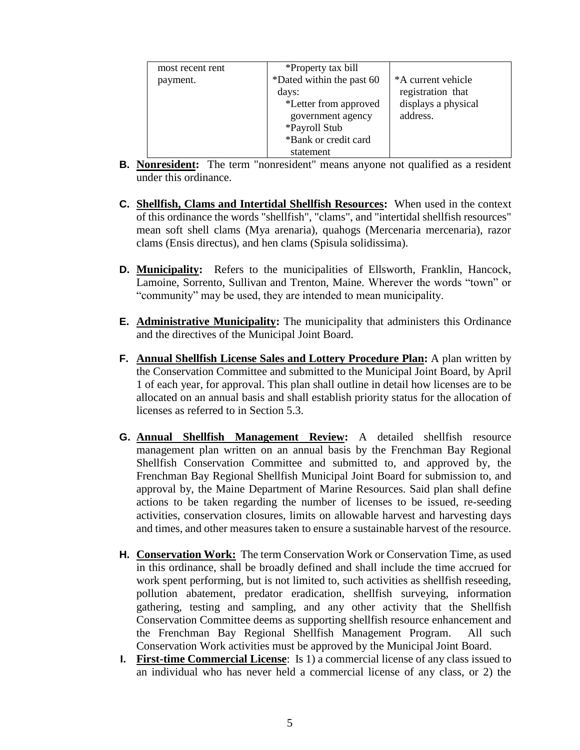| most recent rent payment. | *Property tax bill *Dated within the past 60 days: *Letter from approved government agency *Payroll Stub *Bank or credit card statement | *A current vehicle registration that displays a physical address. |
|---|---|---|

**B.** **Nonresident:** The term "nonresident" means anyone not qualified as a resident under this ordinance.

**C.** **Shellfish, Clams and Intertidal Shellfish Resources:** When used in the context of this ordinance the words "shellfish", "clams", and "intertidal shellfish resources" mean soft shell clams (Mya arenaria), quahogs (Mercenaria mercenaria), razor clams (Ensis directus), and hen clams (Spisula solidissima).

**D.** **Municipality:** Refers to the municipalities of Ellsworth, Franklin, Hancock, Lamoine, Sorrento, Sullivan and Trenton, Maine. Wherever the words "town" or "community" may be used, they are intended to mean municipality.

**E.** **Administrative Municipality:** The municipality that administers this Ordinance and the directives of the Municipal Joint Board.

**F.** **Annual Shellfish License Sales and Lottery Procedure Plan:** A plan written by the Conservation Committee and submitted to the Municipal Joint Board, by April 1 of each year, for approval. This plan shall outline in detail how licenses are to be allocated on an annual basis and shall establish priority status for the allocation of licenses as referred to in Section 5.3.

**G.** **Annual Shellfish Management Review:** A detailed shellfish resource management plan written on an annual basis by the Frenchman Bay Regional Shellfish Conservation Committee and submitted to, and approved by, the Frenchman Bay Regional Shellfish Municipal Joint Board for submission to, and approval by, the Maine Department of Marine Resources. Said plan shall define actions to be taken regarding the number of licenses to be issued, re-seeding activities, conservation closures, limits on allowable harvest and harvesting days and times, and other measures taken to ensure a sustainable harvest of the resource.

**H.** **Conservation Work:** The term Conservation Work or Conservation Time, as used in this ordinance, shall be broadly defined and shall include the time accrued for work spent performing, but is not limited to, such activities as shellfish reseeding, pollution abatement, predator eradication, shellfish surveying, information gathering, testing and sampling, and any other activity that the Shellfish Conservation Committee deems as supporting shellfish resource enhancement and the Frenchman Bay Regional Shellfish Management Program. All such Conservation Work activities must be approved by the Municipal Joint Board.

**I.** **First-time Commercial License**: Is 1) a commercial license of any class issued to an individual who has never held a commercial license of any class, or 2) the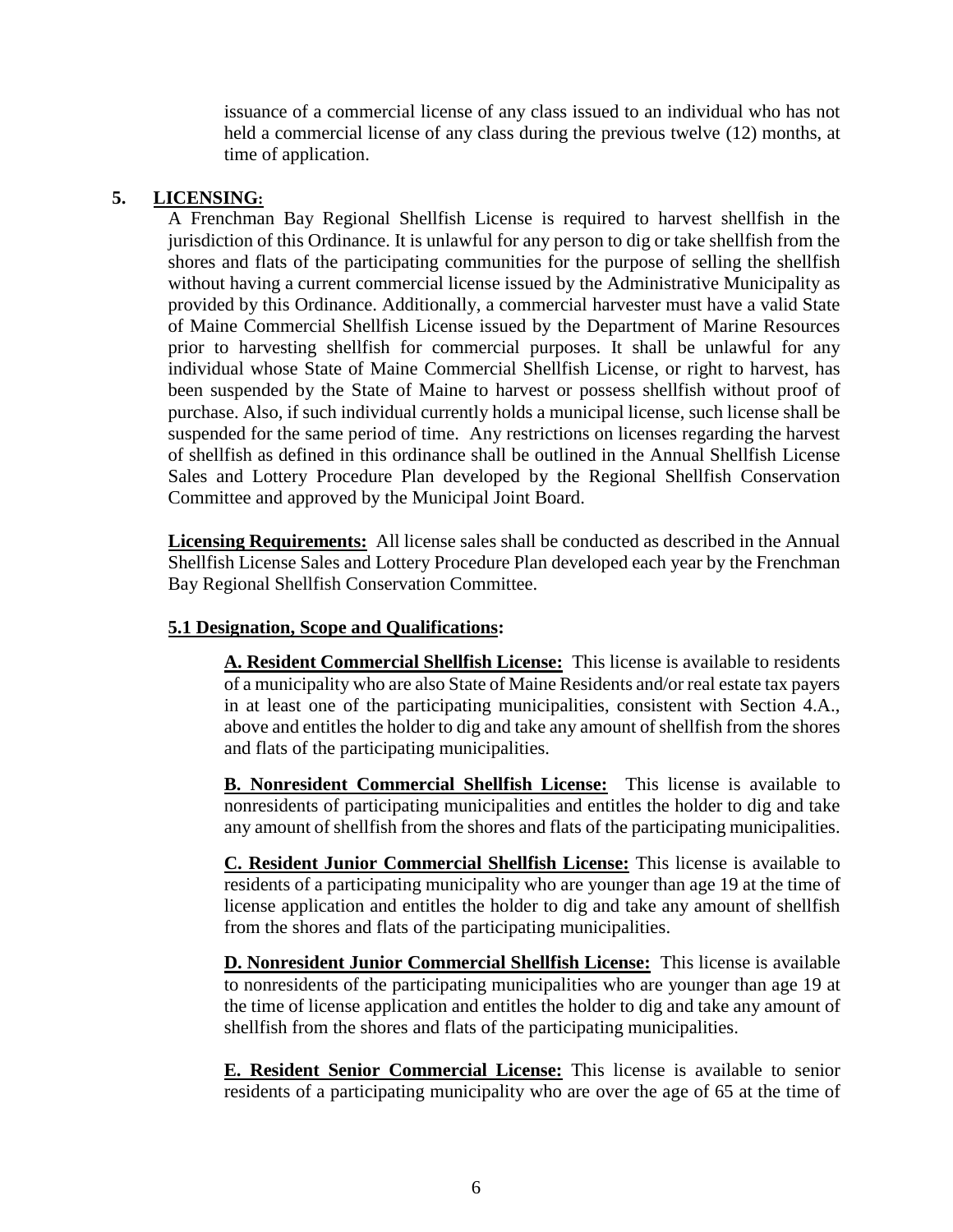issuance of a commercial license of any class issued to an individual who has not held a commercial license of any class during the previous twelve (12) months, at time of application.

## 5. LICENSING:

A Frenchman Bay Regional Shellfish License is required to harvest shellfish in the jurisdiction of this Ordinance. It is unlawful for any person to dig or take shellfish from the shores and flats of the participating communities for the purpose of selling the shellfish without having a current commercial license issued by the Administrative Municipality as provided by this Ordinance. Additionally, a commercial harvester must have a valid State of Maine Commercial Shellfish License issued by the Department of Marine Resources prior to harvesting shellfish for commercial purposes. It shall be unlawful for any individual whose State of Maine Commercial Shellfish License, or right to harvest, has been suspended by the State of Maine to harvest or possess shellfish without proof of purchase. Also, if such individual currently holds a municipal license, such license shall be suspended for the same period of time. Any restrictions on licenses regarding the harvest of shellfish as defined in this ordinance shall be outlined in the Annual Shellfish License Sales and Lottery Procedure Plan developed by the Regional Shellfish Conservation Committee and approved by the Municipal Joint Board.

**Licensing Requirements:** All license sales shall be conducted as described in the Annual Shellfish License Sales and Lottery Procedure Plan developed each year by the Frenchman Bay Regional Shellfish Conservation Committee.

### 5.1 Designation, Scope and Qualifications:

**A. Resident Commercial Shellfish License:** This license is available to residents of a municipality who are also State of Maine Residents and/or real estate tax payers in at least one of the participating municipalities, consistent with Section 4.A., above and entitles the holder to dig and take any amount of shellfish from the shores and flats of the participating municipalities.

**B. Nonresident Commercial Shellfish License:** This license is available to nonresidents of participating municipalities and entitles the holder to dig and take any amount of shellfish from the shores and flats of the participating municipalities.

**C. Resident Junior Commercial Shellfish License:** This license is available to residents of a participating municipality who are younger than age 19 at the time of license application and entitles the holder to dig and take any amount of shellfish from the shores and flats of the participating municipalities.

**D. Nonresident Junior Commercial Shellfish License:** This license is available to nonresidents of the participating municipalities who are younger than age 19 at the time of license application and entitles the holder to dig and take any amount of shellfish from the shores and flats of the participating municipalities.

**E. Resident Senior Commercial License:** This license is available to senior residents of a participating municipality who are over the age of 65 at the time of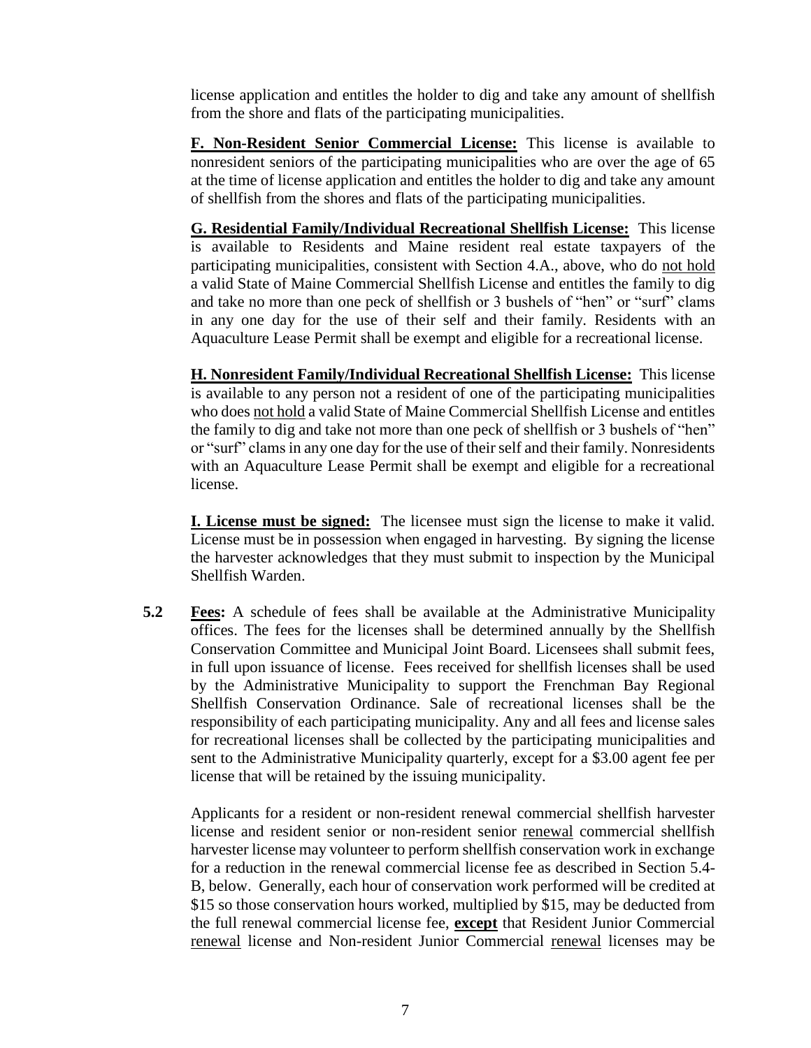license application and entitles the holder to dig and take any amount of shellfish from the shore and flats of the participating municipalities.

**F. Non-Resident Senior Commercial License:** This license is available to nonresident seniors of the participating municipalities who are over the age of 65 at the time of license application and entitles the holder to dig and take any amount of shellfish from the shores and flats of the participating municipalities.

**G. Residential Family/Individual Recreational Shellfish License:** This license is available to Residents and Maine resident real estate taxpayers of the participating municipalities, consistent with Section 4.A., above, who do not hold a valid State of Maine Commercial Shellfish License and entitles the family to dig and take no more than one peck of shellfish or 3 bushels of "hen" or "surf" clams in any one day for the use of their self and their family. Residents with an Aquaculture Lease Permit shall be exempt and eligible for a recreational license.

**H. Nonresident Family/Individual Recreational Shellfish License:** This license is available to any person not a resident of one of the participating municipalities who does not hold a valid State of Maine Commercial Shellfish License and entitles the family to dig and take not more than one peck of shellfish or 3 bushels of "hen" or "surf" clams in any one day for the use of their self and their family. Nonresidents with an Aquaculture Lease Permit shall be exempt and eligible for a recreational license.

**I. License must be signed:** The licensee must sign the license to make it valid. License must be in possession when engaged in harvesting. By signing the license the harvester acknowledges that they must submit to inspection by the Municipal Shellfish Warden.

**5.2 Fees:** A schedule of fees shall be available at the Administrative Municipality offices. The fees for the licenses shall be determined annually by the Shellfish Conservation Committee and Municipal Joint Board. Licensees shall submit fees, in full upon issuance of license. Fees received for shellfish licenses shall be used by the Administrative Municipality to support the Frenchman Bay Regional Shellfish Conservation Ordinance. Sale of recreational licenses shall be the responsibility of each participating municipality. Any and all fees and license sales for recreational licenses shall be collected by the participating municipalities and sent to the Administrative Municipality quarterly, except for a $3.00 agent fee per license that will be retained by the issuing municipality.

Applicants for a resident or non-resident renewal commercial shellfish harvester license and resident senior or non-resident senior renewal commercial shellfish harvester license may volunteer to perform shellfish conservation work in exchange for a reduction in the renewal commercial license fee as described in Section 5.4-B, below. Generally, each hour of conservation work performed will be credited at $15 so those conservation hours worked, multiplied by $15, may be deducted from the full renewal commercial license fee, **except** that Resident Junior Commercial renewal license and Non-resident Junior Commercial renewal licenses may be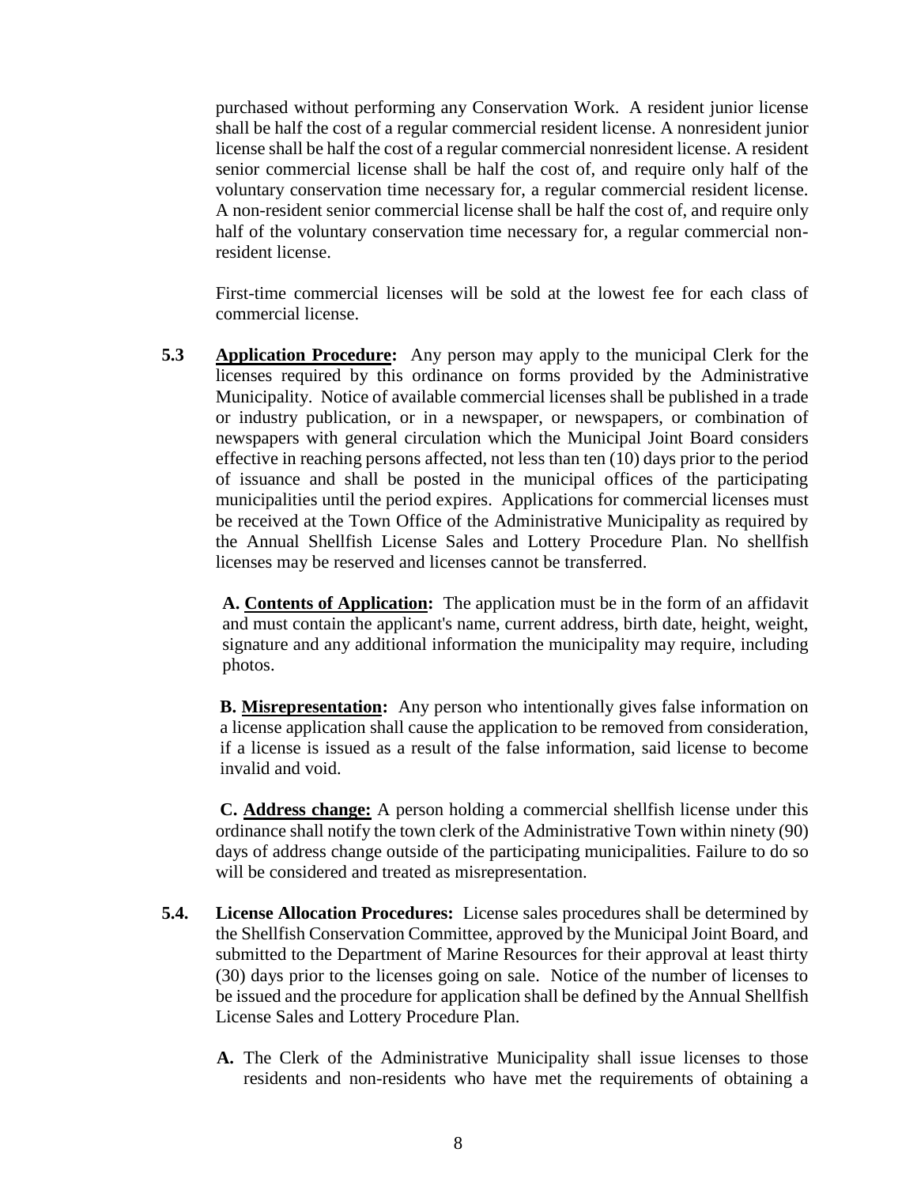purchased without performing any Conservation Work. A resident junior license shall be half the cost of a regular commercial resident license. A nonresident junior license shall be half the cost of a regular commercial nonresident license. A resident senior commercial license shall be half the cost of, and require only half of the voluntary conservation time necessary for, a regular commercial resident license. A non-resident senior commercial license shall be half the cost of, and require only half of the voluntary conservation time necessary for, a regular commercial non-resident license.

First-time commercial licenses will be sold at the lowest fee for each class of commercial license.

**5.3** **Application Procedure:** Any person may apply to the municipal Clerk for the licenses required by this ordinance on forms provided by the Administrative Municipality. Notice of available commercial licenses shall be published in a trade or industry publication, or in a newspaper, or newspapers, or combination of newspapers with general circulation which the Municipal Joint Board considers effective in reaching persons affected, not less than ten (10) days prior to the period of issuance and shall be posted in the municipal offices of the participating municipalities until the period expires. Applications for commercial licenses must be received at the Town Office of the Administrative Municipality as required by the Annual Shellfish License Sales and Lottery Procedure Plan. No shellfish licenses may be reserved and licenses cannot be transferred.

**A. Contents of Application:** The application must be in the form of an affidavit and must contain the applicant's name, current address, birth date, height, weight, signature and any additional information the municipality may require, including photos.

**B. Misrepresentation:** Any person who intentionally gives false information on a license application shall cause the application to be removed from consideration, if a license is issued as a result of the false information, said license to become invalid and void.

**C. Address change:** A person holding a commercial shellfish license under this ordinance shall notify the town clerk of the Administrative Town within ninety (90) days of address change outside of the participating municipalities. Failure to do so will be considered and treated as misrepresentation.

**5.4.** **License Allocation Procedures:** License sales procedures shall be determined by the Shellfish Conservation Committee, approved by the Municipal Joint Board, and submitted to the Department of Marine Resources for their approval at least thirty (30) days prior to the licenses going on sale. Notice of the number of licenses to be issued and the procedure for application shall be defined by the Annual Shellfish License Sales and Lottery Procedure Plan.

**A.** The Clerk of the Administrative Municipality shall issue licenses to those residents and non-residents who have met the requirements of obtaining a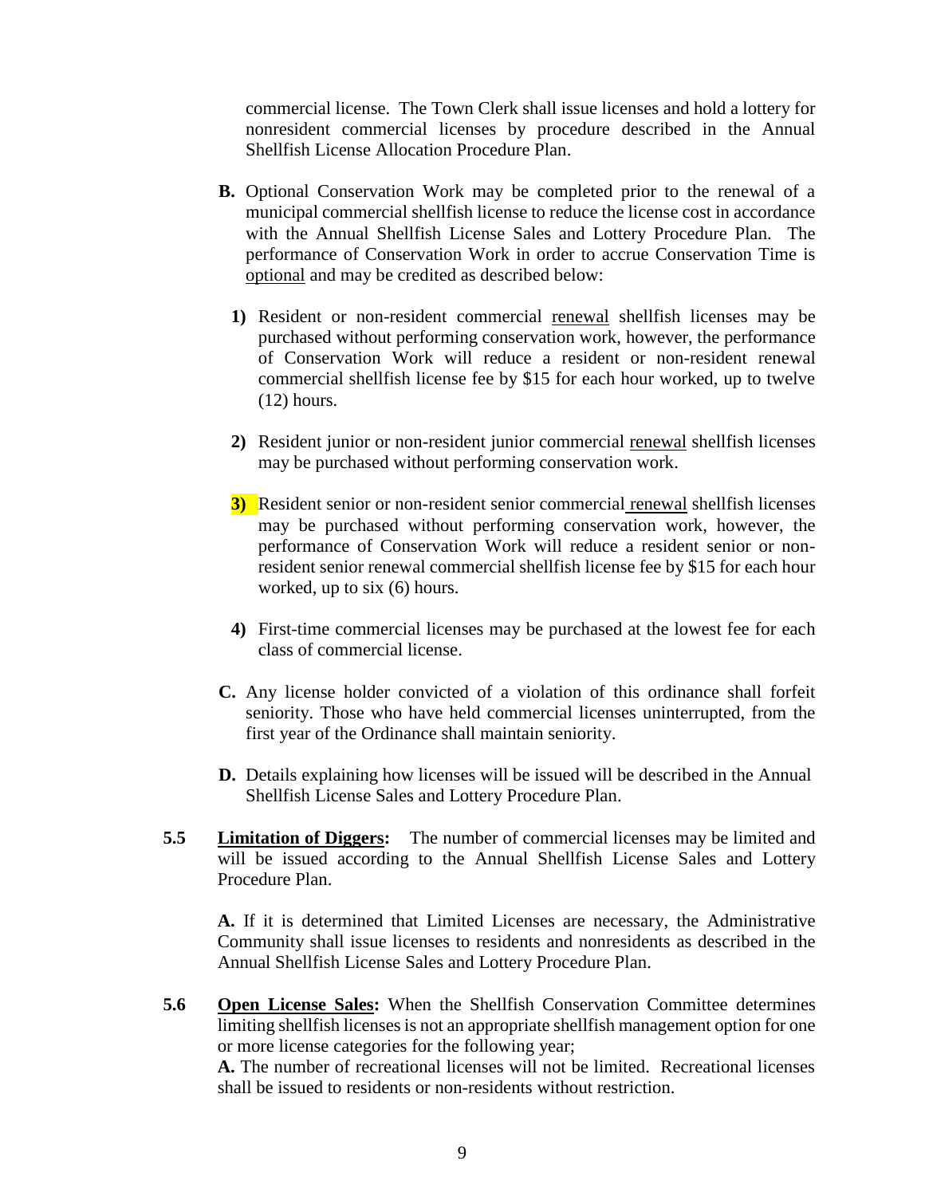commercial license. The Town Clerk shall issue licenses and hold a lottery for nonresident commercial licenses by procedure described in the Annual Shellfish License Allocation Procedure Plan.

**B.** Optional Conservation Work may be completed prior to the renewal of a municipal commercial shellfish license to reduce the license cost in accordance with the Annual Shellfish License Sales and Lottery Procedure Plan. The performance of Conservation Work in order to accrue Conservation Time is <u>optional</u> and may be credited as described below:

**1)** Resident or non-resident commercial <u>renewal</u> shellfish licenses may be purchased without performing conservation work, however, the performance of Conservation Work will reduce a resident or non-resident renewal commercial shellfish license fee by $15 for each hour worked, up to twelve (12) hours.

**2)** Resident junior or non-resident junior commercial <u>renewal</u> shellfish licenses may be purchased without performing conservation work.

**3)** Resident senior or non-resident senior commercial <u>renewal</u> shellfish licenses may be purchased without performing conservation work, however, the performance of Conservation Work will reduce a resident senior or non-resident senior renewal commercial shellfish license fee by $15 for each hour worked, up to six (6) hours.

**4)** First-time commercial licenses may be purchased at the lowest fee for each class of commercial license.

**C.** Any license holder convicted of a violation of this ordinance shall forfeit seniority. Those who have held commercial licenses uninterrupted, from the first year of the Ordinance shall maintain seniority.

**D.** Details explaining how licenses will be issued will be described in the Annual Shellfish License Sales and Lottery Procedure Plan.

**5.5** **<u>Limitation of Diggers</u>:** The number of commercial licenses may be limited and will be issued according to the Annual Shellfish License Sales and Lottery Procedure Plan.

**A.** If it is determined that Limited Licenses are necessary, the Administrative Community shall issue licenses to residents and nonresidents as described in the Annual Shellfish License Sales and Lottery Procedure Plan.

**5.6** **<u>Open License Sales</u>:** When the Shellfish Conservation Committee determines limiting shellfish licenses is not an appropriate shellfish management option for one or more license categories for the following year;

**A.** The number of recreational licenses will not be limited. Recreational licenses shall be issued to residents or non-residents without restriction.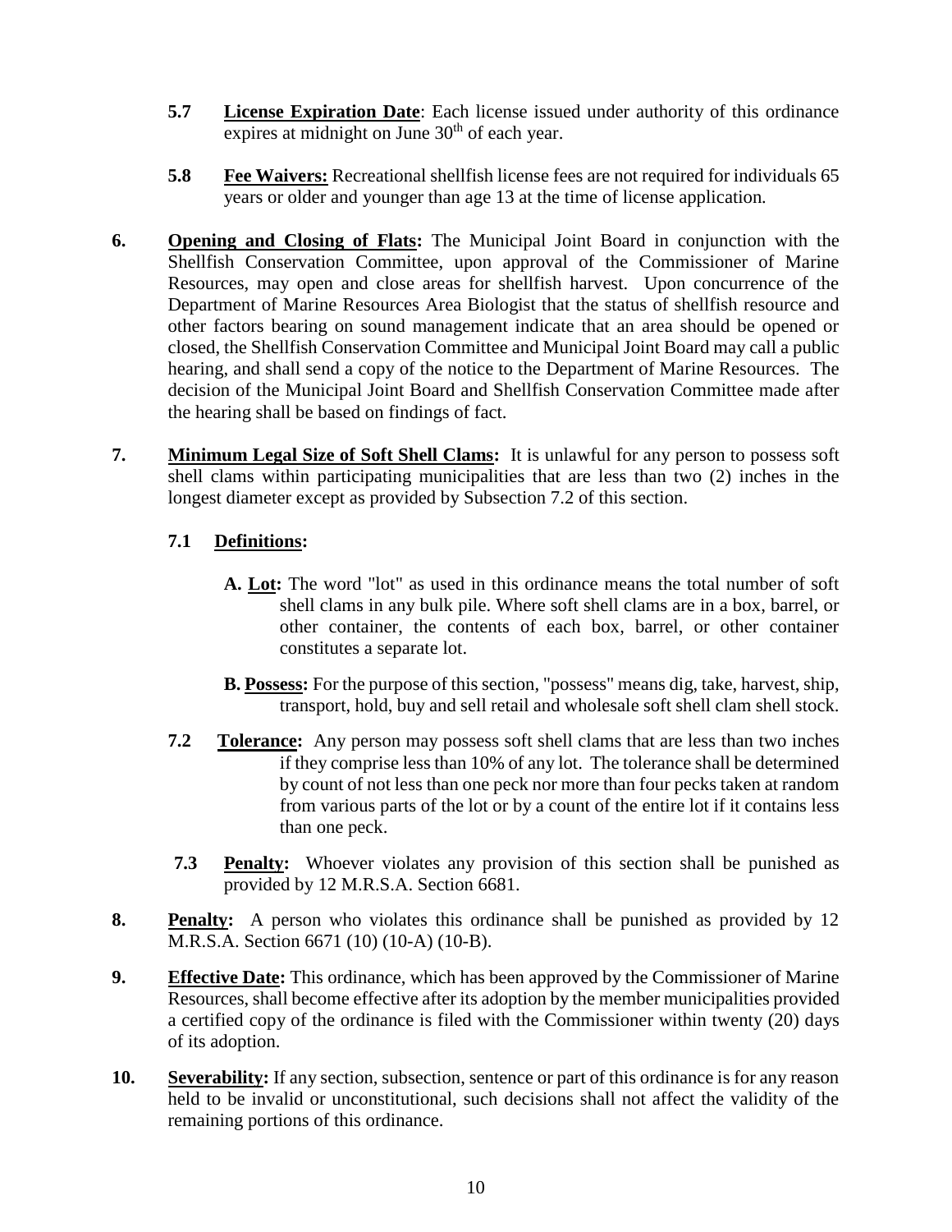**5.7** **License Expiration Date**: Each license issued under authority of this ordinance expires at midnight on June 30th of each year.

**5.8** **Fee Waivers:** Recreational shellfish license fees are not required for individuals 65 years or older and younger than age 13 at the time of license application.

**6.** **Opening and Closing of Flats:** The Municipal Joint Board in conjunction with the Shellfish Conservation Committee, upon approval of the Commissioner of Marine Resources, may open and close areas for shellfish harvest. Upon concurrence of the Department of Marine Resources Area Biologist that the status of shellfish resource and other factors bearing on sound management indicate that an area should be opened or closed, the Shellfish Conservation Committee and Municipal Joint Board may call a public hearing, and shall send a copy of the notice to the Department of Marine Resources. The decision of the Municipal Joint Board and Shellfish Conservation Committee made after the hearing shall be based on findings of fact.

**7.** **Minimum Legal Size of Soft Shell Clams:** It is unlawful for any person to possess soft shell clams within participating municipalities that are less than two (2) inches in the longest diameter except as provided by Subsection 7.2 of this section.

**7.1** **Definitions:**

**A. Lot:** The word "lot" as used in this ordinance means the total number of soft shell clams in any bulk pile. Where soft shell clams are in a box, barrel, or other container, the contents of each box, barrel, or other container constitutes a separate lot.

**B. Possess:** For the purpose of this section, "possess" means dig, take, harvest, ship, transport, hold, buy and sell retail and wholesale soft shell clam shell stock.

**7.2** **Tolerance:** Any person may possess soft shell clams that are less than two inches if they comprise less than 10% of any lot. The tolerance shall be determined by count of not less than one peck nor more than four pecks taken at random from various parts of the lot or by a count of the entire lot if it contains less than one peck.

**7.3** **Penalty:** Whoever violates any provision of this section shall be punished as provided by 12 M.R.S.A. Section 6681.

**8.** **Penalty:** A person who violates this ordinance shall be punished as provided by 12 M.R.S.A. Section 6671 (10) (10-A) (10-B).

**9.** **Effective Date:** This ordinance, which has been approved by the Commissioner of Marine Resources, shall become effective after its adoption by the member municipalities provided a certified copy of the ordinance is filed with the Commissioner within twenty (20) days of its adoption.

**10.** **Severability:** If any section, subsection, sentence or part of this ordinance is for any reason held to be invalid or unconstitutional, such decisions shall not affect the validity of the remaining portions of this ordinance.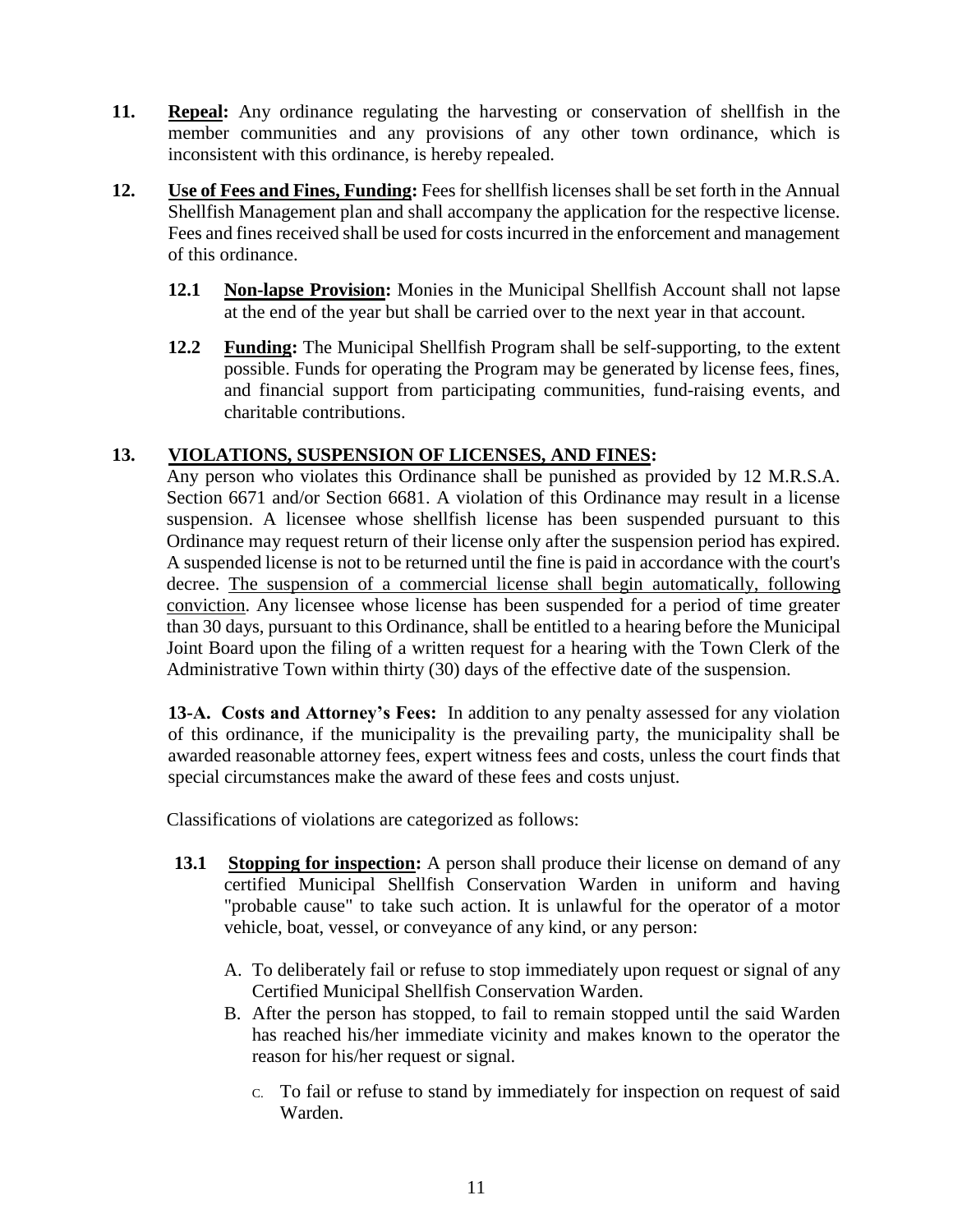**11. Repeal:** Any ordinance regulating the harvesting or conservation of shellfish in the member communities and any provisions of any other town ordinance, which is inconsistent with this ordinance, is hereby repealed.

**12. Use of Fees and Fines, Funding:** Fees for shellfish licenses shall be set forth in the Annual Shellfish Management plan and shall accompany the application for the respective license. Fees and fines received shall be used for costs incurred in the enforcement and management of this ordinance.

**12.1 Non-lapse Provision:** Monies in the Municipal Shellfish Account shall not lapse at the end of the year but shall be carried over to the next year in that account.

**12.2 Funding:** The Municipal Shellfish Program shall be self-supporting, to the extent possible. Funds for operating the Program may be generated by license fees, fines, and financial support from participating communities, fund-raising events, and charitable contributions.

**13. VIOLATIONS, SUSPENSION OF LICENSES, AND FINES:**

Any person who violates this Ordinance shall be punished as provided by 12 M.R.S.A. Section 6671 and/or Section 6681. A violation of this Ordinance may result in a license suspension. A licensee whose shellfish license has been suspended pursuant to this Ordinance may request return of their license only after the suspension period has expired. A suspended license is not to be returned until the fine is paid in accordance with the court's decree. The suspension of a commercial license shall begin automatically, following conviction. Any licensee whose license has been suspended for a period of time greater than 30 days, pursuant to this Ordinance, shall be entitled to a hearing before the Municipal Joint Board upon the filing of a written request for a hearing with the Town Clerk of the Administrative Town within thirty (30) days of the effective date of the suspension.

**13-A. Costs and Attorney's Fees:** In addition to any penalty assessed for any violation of this ordinance, if the municipality is the prevailing party, the municipality shall be awarded reasonable attorney fees, expert witness fees and costs, unless the court finds that special circumstances make the award of these fees and costs unjust.

Classifications of violations are categorized as follows:

**13.1 Stopping for inspection:** A person shall produce their license on demand of any certified Municipal Shellfish Conservation Warden in uniform and having "probable cause" to take such action. It is unlawful for the operator of a motor vehicle, boat, vessel, or conveyance of any kind, or any person:

A. To deliberately fail or refuse to stop immediately upon request or signal of any Certified Municipal Shellfish Conservation Warden.

B. After the person has stopped, to fail to remain stopped until the said Warden has reached his/her immediate vicinity and makes known to the operator the reason for his/her request or signal.

C. To fail or refuse to stand by immediately for inspection on request of said Warden.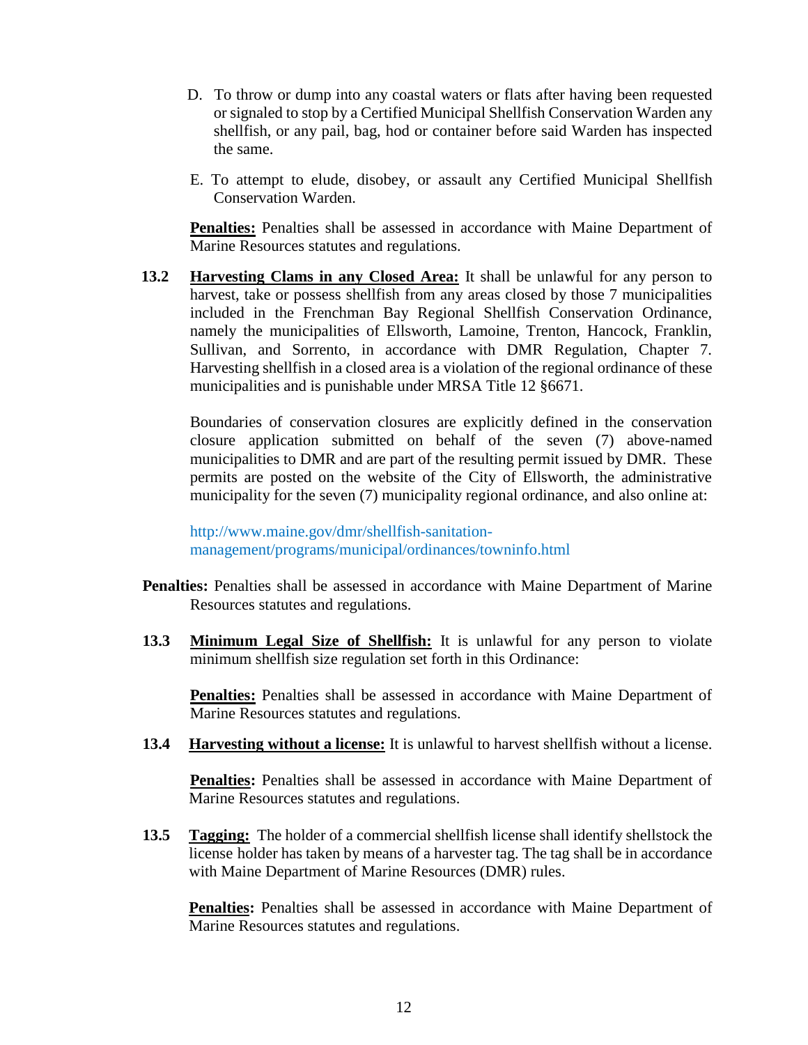D. To throw or dump into any coastal waters or flats after having been requested or signaled to stop by a Certified Municipal Shellfish Conservation Warden any shellfish, or any pail, bag, hod or container before said Warden has inspected the same.

E. To attempt to elude, disobey, or assault any Certified Municipal Shellfish Conservation Warden.

**Penalties:** Penalties shall be assessed in accordance with Maine Department of Marine Resources statutes and regulations.

**13.2 Harvesting Clams in any Closed Area:** It shall be unlawful for any person to harvest, take or possess shellfish from any areas closed by those 7 municipalities included in the Frenchman Bay Regional Shellfish Conservation Ordinance, namely the municipalities of Ellsworth, Lamoine, Trenton, Hancock, Franklin, Sullivan, and Sorrento, in accordance with DMR Regulation, Chapter 7. Harvesting shellfish in a closed area is a violation of the regional ordinance of these municipalities and is punishable under MRSA Title 12 §6671.

Boundaries of conservation closures are explicitly defined in the conservation closure application submitted on behalf of the seven (7) above-named municipalities to DMR and are part of the resulting permit issued by DMR. These permits are posted on the website of the City of Ellsworth, the administrative municipality for the seven (7) municipality regional ordinance, and also online at:

http://www.maine.gov/dmr/shellfish-sanitation-management/programs/municipal/ordinances/towninfo.html

**Penalties:** Penalties shall be assessed in accordance with Maine Department of Marine Resources statutes and regulations.

**13.3 Minimum Legal Size of Shellfish:** It is unlawful for any person to violate minimum shellfish size regulation set forth in this Ordinance:

**Penalties:** Penalties shall be assessed in accordance with Maine Department of Marine Resources statutes and regulations.

**13.4 Harvesting without a license:** It is unlawful to harvest shellfish without a license.

**Penalties:** Penalties shall be assessed in accordance with Maine Department of Marine Resources statutes and regulations.

**13.5 Tagging:** The holder of a commercial shellfish license shall identify shellstock the license holder has taken by means of a harvester tag. The tag shall be in accordance with Maine Department of Marine Resources (DMR) rules.

**Penalties:** Penalties shall be assessed in accordance with Maine Department of Marine Resources statutes and regulations.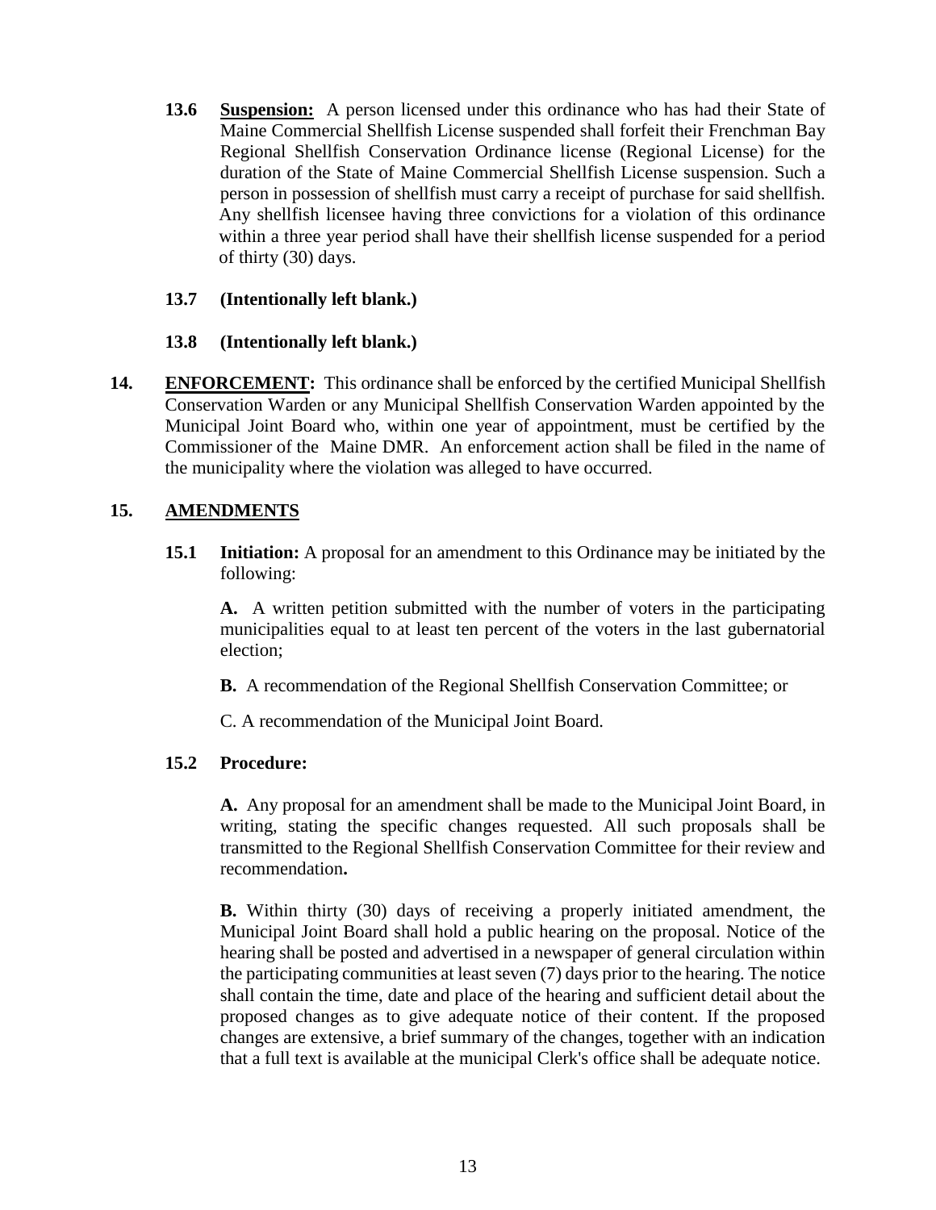**13.6 Suspension:** A person licensed under this ordinance who has had their State of Maine Commercial Shellfish License suspended shall forfeit their Frenchman Bay Regional Shellfish Conservation Ordinance license (Regional License) for the duration of the State of Maine Commercial Shellfish License suspension. Such a person in possession of shellfish must carry a receipt of purchase for said shellfish. Any shellfish licensee having three convictions for a violation of this ordinance within a three year period shall have their shellfish license suspended for a period of thirty (30) days.

**13.7 (Intentionally left blank.)**

**13.8 (Intentionally left blank.)**

**14. ENFORCEMENT:** This ordinance shall be enforced by the certified Municipal Shellfish Conservation Warden or any Municipal Shellfish Conservation Warden appointed by the Municipal Joint Board who, within one year of appointment, must be certified by the Commissioner of the Maine DMR. An enforcement action shall be filed in the name of the municipality where the violation was alleged to have occurred.

## 15. AMENDMENTS

**15.1 Initiation:** A proposal for an amendment to this Ordinance may be initiated by the following:

**A.** A written petition submitted with the number of voters in the participating municipalities equal to at least ten percent of the voters in the last gubernatorial election;

**B.** A recommendation of the Regional Shellfish Conservation Committee; or

C. A recommendation of the Municipal Joint Board.

**15.2 Procedure:**

**A.** Any proposal for an amendment shall be made to the Municipal Joint Board, in writing, stating the specific changes requested. All such proposals shall be transmitted to the Regional Shellfish Conservation Committee for their review and recommendation**.**

**B.** Within thirty (30) days of receiving a properly initiated amendment, the Municipal Joint Board shall hold a public hearing on the proposal. Notice of the hearing shall be posted and advertised in a newspaper of general circulation within the participating communities at least seven (7) days prior to the hearing. The notice shall contain the time, date and place of the hearing and sufficient detail about the proposed changes as to give adequate notice of their content. If the proposed changes are extensive, a brief summary of the changes, together with an indication that a full text is available at the municipal Clerk's office shall be adequate notice.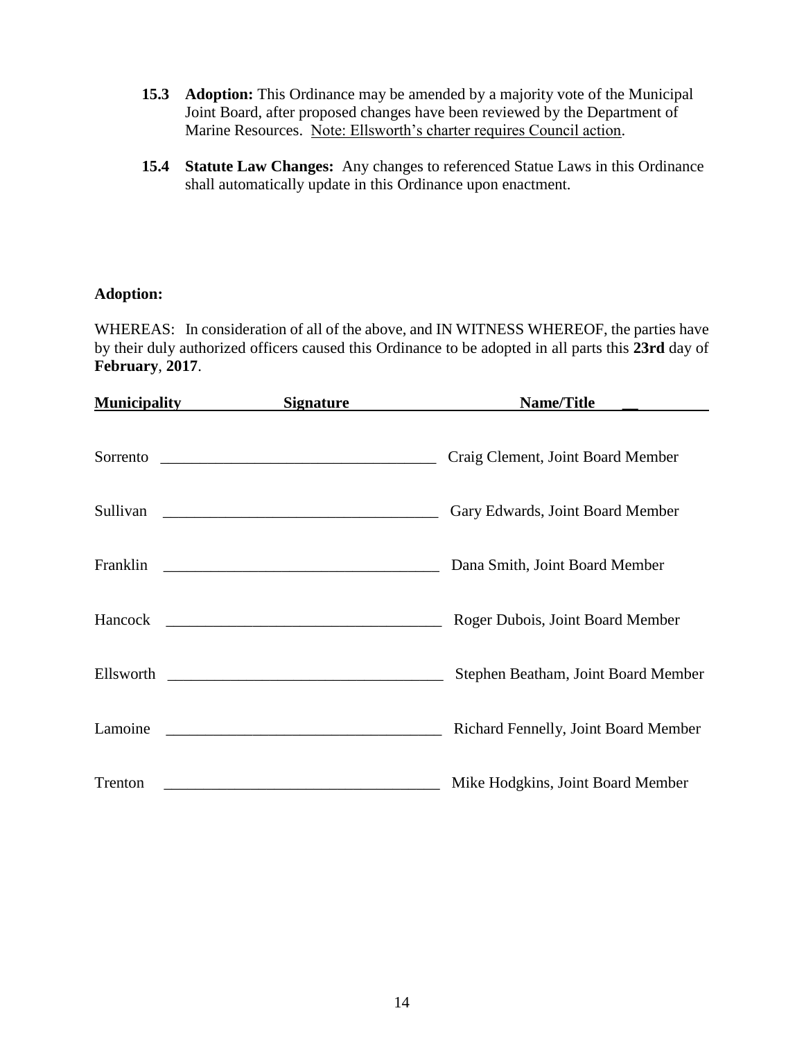**15.3 Adoption:** This Ordinance may be amended by a majority vote of the Municipal Joint Board, after proposed changes have been reviewed by the Department of Marine Resources. <u>Note: Ellsworth's charter requires Council action</u>.

**15.4 Statute Law Changes:** Any changes to referenced Statue Laws in this Ordinance shall automatically update in this Ordinance upon enactment.

**Adoption:**

WHEREAS: In consideration of all of the above, and IN WITNESS WHEREOF, the parties have by their duly authorized officers caused this Ordinance to be adopted in all parts this **23rd** day of **February**, **2017**.

| Municipality | Signature | Name/Title |
| --- | --- | --- |
| Sorrento | ___________________________________ | Craig Clement, Joint Board Member |
| Sullivan | ___________________________________ | Gary Edwards, Joint Board Member |
| Franklin | ___________________________________ | Dana Smith, Joint Board Member |
| Hancock | ___________________________________ | Roger Dubois, Joint Board Member |
| Ellsworth | ___________________________________ | Stephen Beatham, Joint Board Member |
| Lamoine | ___________________________________ | Richard Fennelly, Joint Board Member |
| Trenton | ___________________________________ | Mike Hodgkins, Joint Board Member |